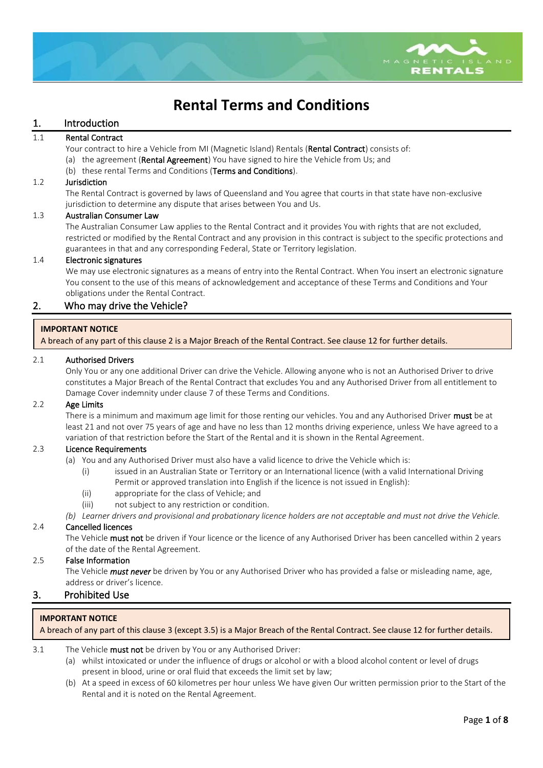# Rental Terms and Conditions

## 1. Introduction

**1.1 Rental Contract**

Your contract to hire a Vehicle from MI (Magnetic Island) Rentals (**Rental Contract**) consists of:

(a) the agreement (**Rental Agreement**) You have signed to hire the Vehicle from Us; and

(b) these rental Terms and Conditions (**Terms and Conditions**).

**1.2 Jurisdiction**

The Rental Contract is governed by laws of Queensland and You agree that courts in that state have non-exclusive jurisdiction to determine any dispute that arises between You and Us.

**1.3 Australian Consumer Law**

The Australian Consumer Law applies to the Rental Contract and it provides You with rights that are not excluded, restricted or modified by the Rental Contract and any provision in this contract is subject to the specific protections and guarantees in that and any corresponding Federal, State or Territory legislation.

**1.4 Electronic signatures**

We may use electronic signatures as a means of entry into the Rental Contract. When You insert an electronic signature You consent to the use of this means of acknowledgement and acceptance of these Terms and Conditions and Your obligations under the Rental Contract.

## 2. Who may drive the Vehicle?

> **IMPORTANT NOTICE**
> A breach of any part of this clause 2 is a Major Breach of the Rental Contract. See clause 12 for further details.

**2.1 Authorised Drivers**

Only You or any one additional Driver can drive the Vehicle. Allowing anyone who is not an Authorised Driver to drive constitutes a Major Breach of the Rental Contract that excludes You and any Authorised Driver from all entitlement to Damage Cover indemnity under clause 7 of these Terms and Conditions.

**2.2 Age Limits**

There is a minimum and maximum age limit for those renting our vehicles. You and any Authorised Driver **must** be at least 21 and not over 75 years of age and have no less than 12 months driving experience, unless We have agreed to a variation of that restriction before the Start of the Rental and it is shown in the Rental Agreement.

**2.3 Licence Requirements**

(a) You and any Authorised Driver must also have a valid licence to drive the Vehicle which is:

- (i) issued in an Australian State or Territory or an International licence (with a valid International Driving Permit or approved translation into English if the licence is not issued in English):
- (ii) appropriate for the class of Vehicle; and
- (iii) not subject to any restriction or condition.

*(b) Learner drivers and provisional and probationary licence holders are not acceptable and must not drive the Vehicle.*

**2.4 Cancelled licences**

The Vehicle **must not** be driven if Your licence or the licence of any Authorised Driver has been cancelled within 2 years of the date of the Rental Agreement.

**2.5 False Information**

The Vehicle ***must never*** be driven by You or any Authorised Driver who has provided a false or misleading name, age, address or driver's licence.

## 3. Prohibited Use

> **IMPORTANT NOTICE**
> A breach of any part of this clause 3 (except 3.5) is a Major Breach of the Rental Contract. See clause 12 for further details.

3.1 The Vehicle **must not** be driven by You or any Authorised Driver:

(a) whilst intoxicated or under the influence of drugs or alcohol or with a blood alcohol content or level of drugs present in blood, urine or oral fluid that exceeds the limit set by law;

(b) At a speed in excess of 60 kilometres per hour unless We have given Our written permission prior to the Start of the Rental and it is noted on the Rental Agreement.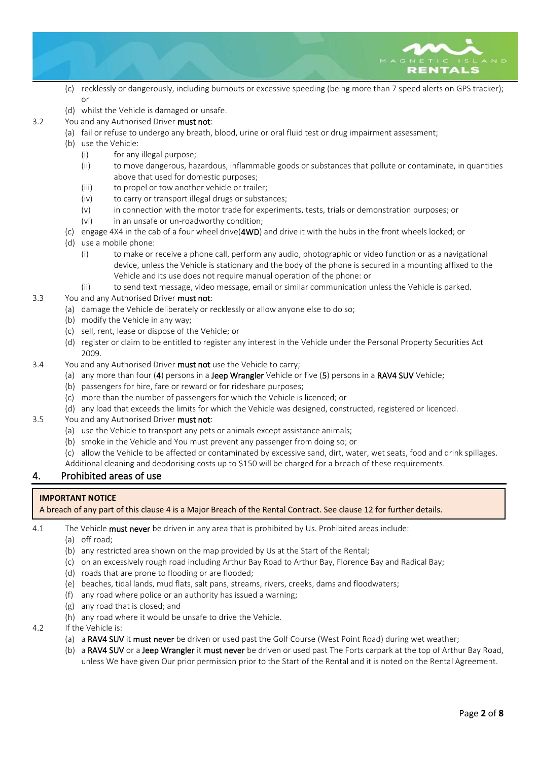(c) recklessly or dangerously, including burnouts or excessive speeding (being more than 7 speed alerts on GPS tracker); or

(d) whilst the Vehicle is damaged or unsafe.

3.2 You and any Authorised Driver **must not**:

(a) fail or refuse to undergo any breath, blood, urine or oral fluid test or drug impairment assessment;

(b) use the Vehicle:

(i) for any illegal purpose;

(ii) to move dangerous, hazardous, inflammable goods or substances that pollute or contaminate, in quantities above that used for domestic purposes;

(iii) to propel or tow another vehicle or trailer;

(iv) to carry or transport illegal drugs or substances;

(v) in connection with the motor trade for experiments, tests, trials or demonstration purposes; or

(vi) in an unsafe or un-roadworthy condition;

(c) engage 4X4 in the cab of a four wheel drive(**4WD**) and drive it with the hubs in the front wheels locked; or

(d) use a mobile phone:

(i) to make or receive a phone call, perform any audio, photographic or video function or as a navigational device, unless the Vehicle is stationary and the body of the phone is secured in a mounting affixed to the Vehicle and its use does not require manual operation of the phone: or

(ii) to send text message, video message, email or similar communication unless the Vehicle is parked.

3.3 You and any Authorised Driver **must not**:

(a) damage the Vehicle deliberately or recklessly or allow anyone else to do so;

(b) modify the Vehicle in any way;

(c) sell, rent, lease or dispose of the Vehicle; or

(d) register or claim to be entitled to register any interest in the Vehicle under the Personal Property Securities Act 2009.

3.4 You and any Authorised Driver **must not** use the Vehicle to carry;

(a) any more than four (**4**) persons in a **Jeep Wrangler** Vehicle or five (**5**) persons in a **RAV4 SUV** Vehicle;

(b) passengers for hire, fare or reward or for rideshare purposes;

(c) more than the number of passengers for which the Vehicle is licenced; or

(d) any load that exceeds the limits for which the Vehicle was designed, constructed, registered or licenced.

3.5 You and any Authorised Driver **must not**:

(a) use the Vehicle to transport any pets or animals except assistance animals;

(b) smoke in the Vehicle and You must prevent any passenger from doing so; or

(c) allow the Vehicle to be affected or contaminated by excessive sand, dirt, water, wet seats, food and drink spillages.

Additional cleaning and deodorising costs up to $150 will be charged for a breach of these requirements.

## 4. Prohibited areas of use

**IMPORTANT NOTICE**

A breach of any part of this clause 4 is a Major Breach of the Rental Contract. See clause 12 for further details.

4.1 The Vehicle **must never** be driven in any area that is prohibited by Us. Prohibited areas include:

(a) off road;

(b) any restricted area shown on the map provided by Us at the Start of the Rental;

(c) on an excessively rough road including Arthur Bay Road to Arthur Bay, Florence Bay and Radical Bay;

(d) roads that are prone to flooding or are flooded;

(e) beaches, tidal lands, mud flats, salt pans, streams, rivers, creeks, dams and floodwaters;

(f) any road where police or an authority has issued a warning;

(g) any road that is closed; and

(h) any road where it would be unsafe to drive the Vehicle.

4.2 If the Vehicle is:

(a) a **RAV4 SUV** it **must never** be driven or used past the Golf Course (West Point Road) during wet weather;

(b) a **RAV4 SUV** or a **Jeep Wrangler** it **must never** be driven or used past The Forts carpark at the top of Arthur Bay Road, unless We have given Our prior permission prior to the Start of the Rental and it is noted on the Rental Agreement.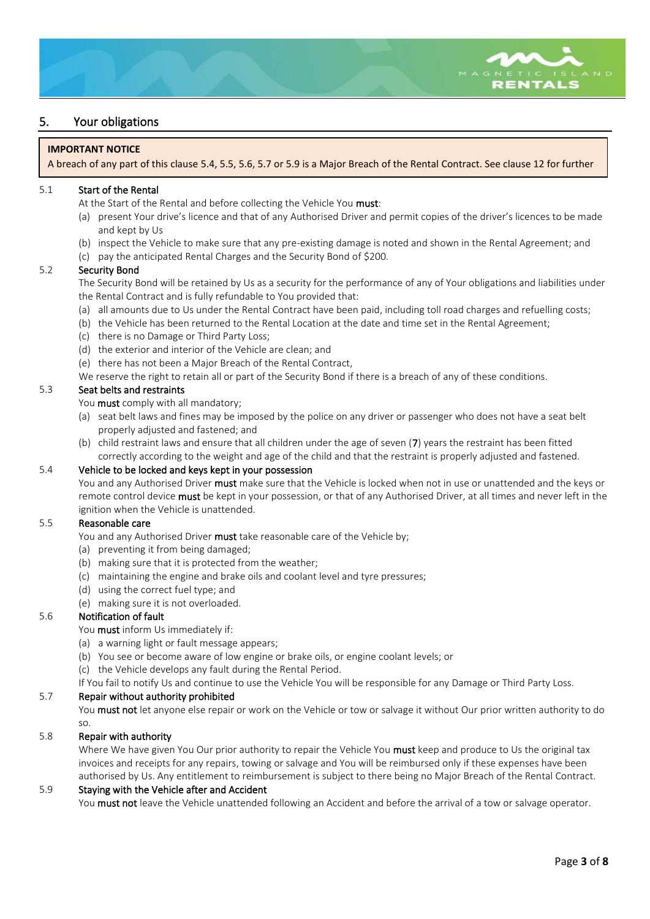## 5. Your obligations

> **IMPORTANT NOTICE**
>
> A breach of any part of this clause 5.4, 5.5, 5.6, 5.7 or 5.9 is a Major Breach of the Rental Contract. See clause 12 for further

5.1 **Start of the Rental**

At the Start of the Rental and before collecting the Vehicle You **must**:

(a) present Your drive's licence and that of any Authorised Driver and permit copies of the driver's licences to be made and kept by Us

(b) inspect the Vehicle to make sure that any pre-existing damage is noted and shown in the Rental Agreement; and

(c) pay the anticipated Rental Charges and the Security Bond of $200.

5.2 **Security Bond**

The Security Bond will be retained by Us as a security for the performance of any of Your obligations and liabilities under the Rental Contract and is fully refundable to You provided that:

(a) all amounts due to Us under the Rental Contract have been paid, including toll road charges and refuelling costs;

(b) the Vehicle has been returned to the Rental Location at the date and time set in the Rental Agreement;

(c) there is no Damage or Third Party Loss;

(d) the exterior and interior of the Vehicle are clean; and

(e) there has not been a Major Breach of the Rental Contract,

We reserve the right to retain all or part of the Security Bond if there is a breach of any of these conditions.

5.3 **Seat belts and restraints**

You **must** comply with all mandatory;

(a) seat belt laws and fines may be imposed by the police on any driver or passenger who does not have a seat belt properly adjusted and fastened; and

(b) child restraint laws and ensure that all children under the age of seven (**7**) years the restraint has been fitted correctly according to the weight and age of the child and that the restraint is properly adjusted and fastened.

5.4 **Vehicle to be locked and keys kept in your possession**

You and any Authorised Driver **must** make sure that the Vehicle is locked when not in use or unattended and the keys or remote control device **must** be kept in your possession, or that of any Authorised Driver, at all times and never left in the ignition when the Vehicle is unattended.

5.5 **Reasonable care**

You and any Authorised Driver **must** take reasonable care of the Vehicle by;

(a) preventing it from being damaged;

(b) making sure that it is protected from the weather;

(c) maintaining the engine and brake oils and coolant level and tyre pressures;

(d) using the correct fuel type; and

(e) making sure it is not overloaded.

5.6 **Notification of fault**

You **must** inform Us immediately if:

(a) a warning light or fault message appears;

(b) You see or become aware of low engine or brake oils, or engine coolant levels; or

(c) the Vehicle develops any fault during the Rental Period.

If You fail to notify Us and continue to use the Vehicle You will be responsible for any Damage or Third Party Loss.

5.7 **Repair without authority prohibited**

You **must not** let anyone else repair or work on the Vehicle or tow or salvage it without Our prior written authority to do so.

5.8 **Repair with authority**

Where We have given You Our prior authority to repair the Vehicle You **must** keep and produce to Us the original tax invoices and receipts for any repairs, towing or salvage and You will be reimbursed only if these expenses have been authorised by Us. Any entitlement to reimbursement is subject to there being no Major Breach of the Rental Contract.

5.9 **Staying with the Vehicle after and Accident**

You **must not** leave the Vehicle unattended following an Accident and before the arrival of a tow or salvage operator.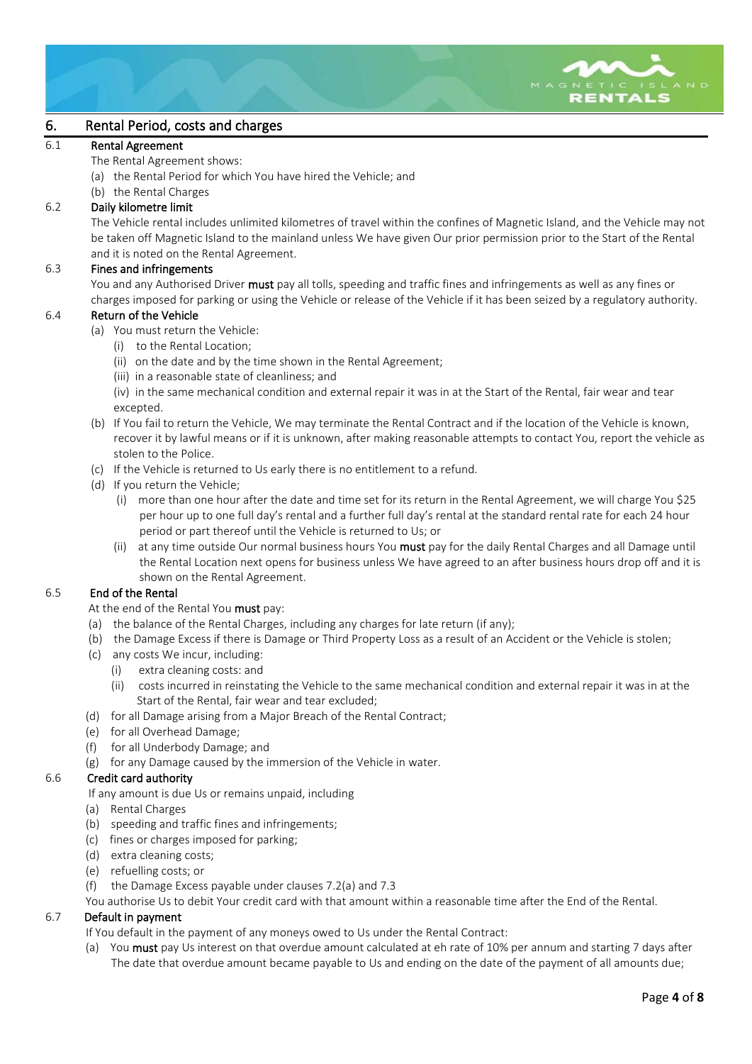## 6. Rental Period, costs and charges

### 6.1 Rental Agreement

The Rental Agreement shows:

(a) the Rental Period for which You have hired the Vehicle; and

(b) the Rental Charges

### 6.2 Daily kilometre limit

The Vehicle rental includes unlimited kilometres of travel within the confines of Magnetic Island, and the Vehicle may not be taken off Magnetic Island to the mainland unless We have given Our prior permission prior to the Start of the Rental and it is noted on the Rental Agreement.

### 6.3 Fines and infringements

You and any Authorised Driver **must** pay all tolls, speeding and traffic fines and infringements as well as any fines or charges imposed for parking or using the Vehicle or release of the Vehicle if it has been seized by a regulatory authority.

### 6.4 Return of the Vehicle

(a) You must return the Vehicle:

(i) to the Rental Location;

(ii) on the date and by the time shown in the Rental Agreement;

(iii) in a reasonable state of cleanliness; and

(iv) in the same mechanical condition and external repair it was in at the Start of the Rental, fair wear and tear excepted.

(b) If You fail to return the Vehicle, We may terminate the Rental Contract and if the location of the Vehicle is known, recover it by lawful means or if it is unknown, after making reasonable attempts to contact You, report the vehicle as stolen to the Police.

(c) If the Vehicle is returned to Us early there is no entitlement to a refund.

(d) If you return the Vehicle;

(i) more than one hour after the date and time set for its return in the Rental Agreement, we will charge You $25 per hour up to one full day's rental and a further full day's rental at the standard rental rate for each 24 hour period or part thereof until the Vehicle is returned to Us; or

(ii) at any time outside Our normal business hours You **must** pay for the daily Rental Charges and all Damage until the Rental Location next opens for business unless We have agreed to an after business hours drop off and it is shown on the Rental Agreement.

### 6.5 End of the Rental

At the end of the Rental You **must** pay:

(a) the balance of the Rental Charges, including any charges for late return (if any);

(b) the Damage Excess if there is Damage or Third Property Loss as a result of an Accident or the Vehicle is stolen;

(c) any costs We incur, including:

(i) extra cleaning costs: and

(ii) costs incurred in reinstating the Vehicle to the same mechanical condition and external repair it was in at the Start of the Rental, fair wear and tear excluded;

(d) for all Damage arising from a Major Breach of the Rental Contract;

(e) for all Overhead Damage;

(f) for all Underbody Damage; and

(g) for any Damage caused by the immersion of the Vehicle in water.

### 6.6 Credit card authority

If any amount is due Us or remains unpaid, including

(a) Rental Charges

(b) speeding and traffic fines and infringements;

(c) fines or charges imposed for parking;

(d) extra cleaning costs;

(e) refuelling costs; or

(f) the Damage Excess payable under clauses 7.2(a) and 7.3

You authorise Us to debit Your credit card with that amount within a reasonable time after the End of the Rental.

### 6.7 Default in payment

If You default in the payment of any moneys owed to Us under the Rental Contract:

(a) You **must** pay Us interest on that overdue amount calculated at eh rate of 10% per annum and starting 7 days after The date that overdue amount became payable to Us and ending on the date of the payment of all amounts due;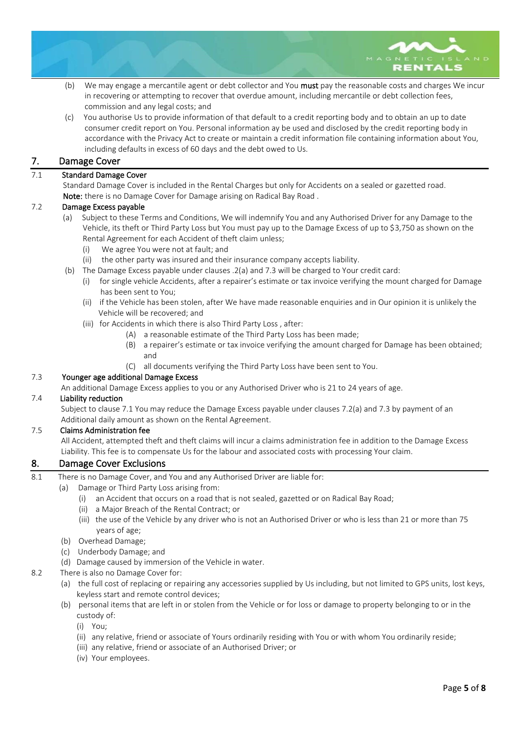(b) We may engage a mercantile agent or debt collector and You **must** pay the reasonable costs and charges We incur in recovering or attempting to recover that overdue amount, including mercantile or debt collection fees, commission and any legal costs; and

(c) You authorise Us to provide information of that default to a credit reporting body and to obtain an up to date consumer credit report on You. Personal information ay be used and disclosed by the credit reporting body in accordance with the Privacy Act to create or maintain a credit information file containing information about You, including defaults in excess of 60 days and the debt owed to Us.

## 7. Damage Cover

**7.1 Standard Damage Cover**

Standard Damage Cover is included in the Rental Charges but only for Accidents on a sealed or gazetted road.
**Note:** there is no Damage Cover for Damage arising on Radical Bay Road .

**7.2 Damage Excess payable**

(a) Subject to these Terms and Conditions, We will indemnify You and any Authorised Driver for any Damage to the Vehicle, its theft or Third Party Loss but You must pay up to the Damage Excess of up to $3,750 as shown on the Rental Agreement for each Accident of theft claim unless;

- (i) We agree You were not at fault; and
- (ii) the other party was insured and their insurance company accepts liability.

(b) The Damage Excess payable under clauses .2(a) and 7.3 will be charged to Your credit card:

- (i) for single vehicle Accidents, after a repairer's estimate or tax invoice verifying the mount charged for Damage has been sent to You;
- (ii) if the Vehicle has been stolen, after We have made reasonable enquiries and in Our opinion it is unlikely the Vehicle will be recovered; and
- (iii) for Accidents in which there is also Third Party Loss , after:
  - (A) a reasonable estimate of the Third Party Loss has been made;
  - (B) a repairer's estimate or tax invoice verifying the amount charged for Damage has been obtained; and
  - (C) all documents verifying the Third Party Loss have been sent to You.

**7.3 Younger age additional Damage Excess**

An additional Damage Excess applies to you or any Authorised Driver who is 21 to 24 years of age.

**7.4 Liability reduction**

Subject to clause 7.1 You may reduce the Damage Excess payable under clauses 7.2(a) and 7.3 by payment of an Additional daily amount as shown on the Rental Agreement.

**7.5 Claims Administration fee**

All Accident, attempted theft and theft claims will incur a claims administration fee in addition to the Damage Excess Liability. This fee is to compensate Us for the labour and associated costs with processing Your claim.

## 8. Damage Cover Exclusions

8.1 There is no Damage Cover, and You and any Authorised Driver are liable for:

(a) Damage or Third Party Loss arising from:

- (i) an Accident that occurs on a road that is not sealed, gazetted or on Radical Bay Road;
- (ii) a Major Breach of the Rental Contract; or
- (iii) the use of the Vehicle by any driver who is not an Authorised Driver or who is less than 21 or more than 75 years of age;

(b) Overhead Damage;

(c) Underbody Damage; and

(d) Damage caused by immersion of the Vehicle in water.

8.2 There is also no Damage Cover for:

(a) the full cost of replacing or repairing any accessories supplied by Us including, but not limited to GPS units, lost keys, keyless start and remote control devices;

(b) personal items that are left in or stolen from the Vehicle or for loss or damage to property belonging to or in the custody of:

- (i) You;
- (ii) any relative, friend or associate of Yours ordinarily residing with You or with whom You ordinarily reside;
- (iii) any relative, friend or associate of an Authorised Driver; or
- (iv) Your employees.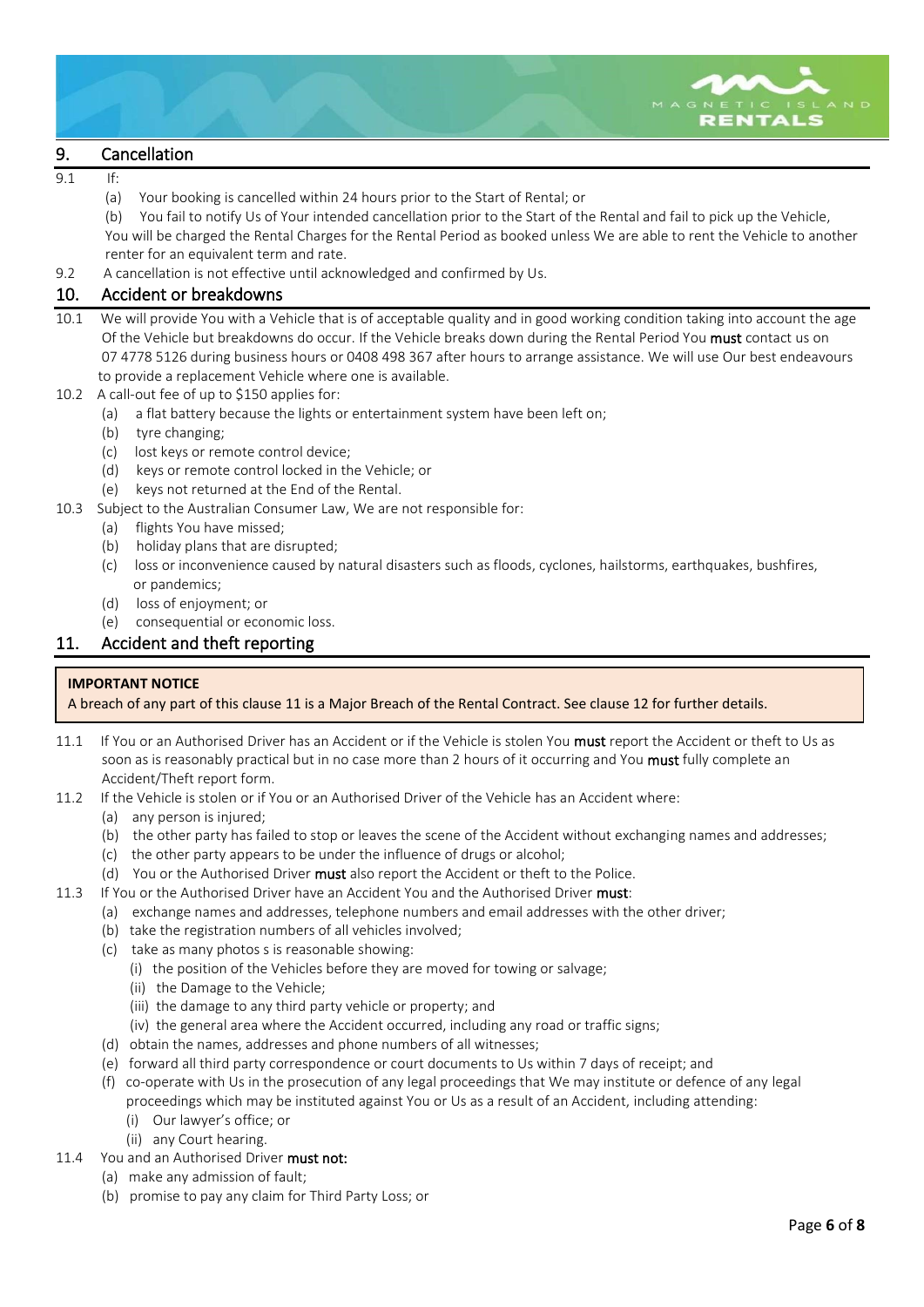## 9. Cancellation

9.1 If:

(a) Your booking is cancelled within 24 hours prior to the Start of Rental; or

(b) You fail to notify Us of Your intended cancellation prior to the Start of the Rental and fail to pick up the Vehicle,

You will be charged the Rental Charges for the Rental Period as booked unless We are able to rent the Vehicle to another renter for an equivalent term and rate.

9.2 A cancellation is not effective until acknowledged and confirmed by Us.

## 10. Accident or breakdowns

10.1 We will provide You with a Vehicle that is of acceptable quality and in good working condition taking into account the age Of the Vehicle but breakdowns do occur. If the Vehicle breaks down during the Rental Period You **must** contact us on 07 4778 5126 during business hours or 0408 498 367 after hours to arrange assistance. We will use Our best endeavours to provide a replacement Vehicle where one is available.

10.2 A call-out fee of up to $150 applies for:

(a) a flat battery because the lights or entertainment system have been left on;

(b) tyre changing;

(c) lost keys or remote control device;

(d) keys or remote control locked in the Vehicle; or

(e) keys not returned at the End of the Rental.

10.3 Subject to the Australian Consumer Law, We are not responsible for:

(a) flights You have missed;

(b) holiday plans that are disrupted;

(c) loss or inconvenience caused by natural disasters such as floods, cyclones, hailstorms, earthquakes, bushfires, or pandemics;

(d) loss of enjoyment; or

(e) consequential or economic loss.

## 11. Accident and theft reporting

**IMPORTANT NOTICE**

A breach of any part of this clause 11 is a Major Breach of the Rental Contract. See clause 12 for further details.

11.1 If You or an Authorised Driver has an Accident or if the Vehicle is stolen You **must** report the Accident or theft to Us as soon as is reasonably practical but in no case more than 2 hours of it occurring and You **must** fully complete an Accident/Theft report form.

11.2 If the Vehicle is stolen or if You or an Authorised Driver of the Vehicle has an Accident where:

(a) any person is injured;

(b) the other party has failed to stop or leaves the scene of the Accident without exchanging names and addresses;

(c) the other party appears to be under the influence of drugs or alcohol;

(d) You or the Authorised Driver **must** also report the Accident or theft to the Police.

11.3 If You or the Authorised Driver have an Accident You and the Authorised Driver **must**:

(a) exchange names and addresses, telephone numbers and email addresses with the other driver;

(b) take the registration numbers of all vehicles involved;

(c) take as many photos s is reasonable showing:

(i) the position of the Vehicles before they are moved for towing or salvage;

(ii) the Damage to the Vehicle;

(iii) the damage to any third party vehicle or property; and

(iv) the general area where the Accident occurred, including any road or traffic signs;

(d) obtain the names, addresses and phone numbers of all witnesses;

(e) forward all third party correspondence or court documents to Us within 7 days of receipt; and

(f) co-operate with Us in the prosecution of any legal proceedings that We may institute or defence of any legal proceedings which may be instituted against You or Us as a result of an Accident, including attending:

(i) Our lawyer's office; or

(ii) any Court hearing.

11.4 You and an Authorised Driver **must not:**

(a) make any admission of fault;

(b) promise to pay any claim for Third Party Loss; or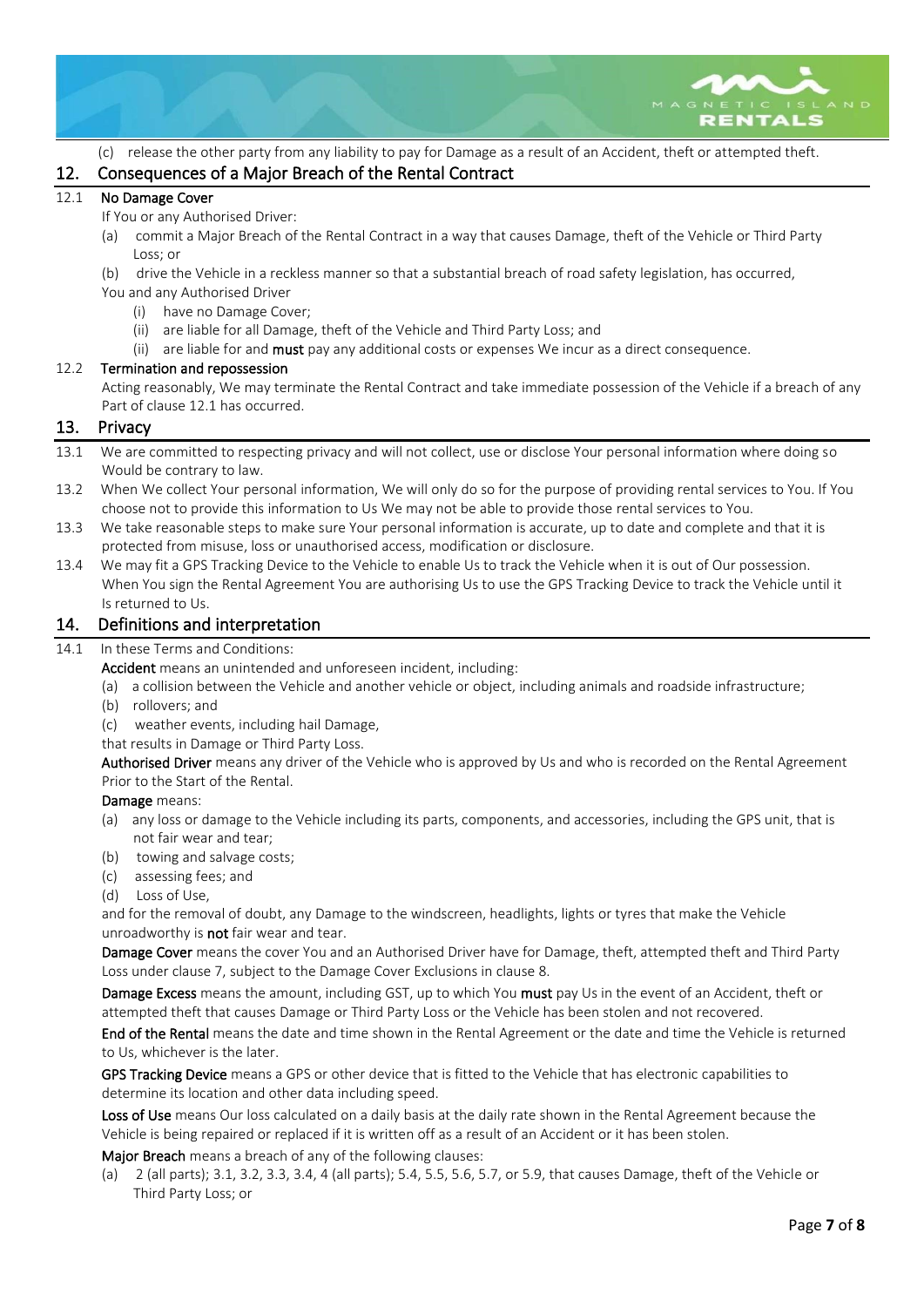(c) release the other party from any liability to pay for Damage as a result of an Accident, theft or attempted theft.

## 12. Consequences of a Major Breach of the Rental Contract

### 12.1 No Damage Cover

If You or any Authorised Driver:

(a) commit a Major Breach of the Rental Contract in a way that causes Damage, theft of the Vehicle or Third Party Loss; or

(b) drive the Vehicle in a reckless manner so that a substantial breach of road safety legislation, has occurred,

You and any Authorised Driver

(i) have no Damage Cover;

(ii) are liable for all Damage, theft of the Vehicle and Third Party Loss; and

(ii) are liable for and **must** pay any additional costs or expenses We incur as a direct consequence.

### 12.2 Termination and repossession

Acting reasonably, We may terminate the Rental Contract and take immediate possession of the Vehicle if a breach of any Part of clause 12.1 has occurred.

## 13. Privacy

13.1 We are committed to respecting privacy and will not collect, use or disclose Your personal information where doing so Would be contrary to law.

13.2 When We collect Your personal information, We will only do so for the purpose of providing rental services to You. If You choose not to provide this information to Us We may not be able to provide those rental services to You.

13.3 We take reasonable steps to make sure Your personal information is accurate, up to date and complete and that it is protected from misuse, loss or unauthorised access, modification or disclosure.

13.4 We may fit a GPS Tracking Device to the Vehicle to enable Us to track the Vehicle when it is out of Our possession. When You sign the Rental Agreement You are authorising Us to use the GPS Tracking Device to track the Vehicle until it Is returned to Us.

## 14. Definitions and interpretation

14.1 In these Terms and Conditions:

**Accident** means an unintended and unforeseen incident, including:

(a) a collision between the Vehicle and another vehicle or object, including animals and roadside infrastructure;

(b) rollovers; and

(c) weather events, including hail Damage,

that results in Damage or Third Party Loss.

**Authorised Driver** means any driver of the Vehicle who is approved by Us and who is recorded on the Rental Agreement Prior to the Start of the Rental.

**Damage** means:

(a) any loss or damage to the Vehicle including its parts, components, and accessories, including the GPS unit, that is not fair wear and tear;

(b) towing and salvage costs;

(c) assessing fees; and

(d) Loss of Use,

and for the removal of doubt, any Damage to the windscreen, headlights, lights or tyres that make the Vehicle unroadworthy is **not** fair wear and tear.

**Damage Cover** means the cover You and an Authorised Driver have for Damage, theft, attempted theft and Third Party Loss under clause 7, subject to the Damage Cover Exclusions in clause 8.

**Damage Excess** means the amount, including GST, up to which You **must** pay Us in the event of an Accident, theft or attempted theft that causes Damage or Third Party Loss or the Vehicle has been stolen and not recovered.

**End of the Rental** means the date and time shown in the Rental Agreement or the date and time the Vehicle is returned to Us, whichever is the later.

**GPS Tracking Device** means a GPS or other device that is fitted to the Vehicle that has electronic capabilities to determine its location and other data including speed.

**Loss of Use** means Our loss calculated on a daily basis at the daily rate shown in the Rental Agreement because the Vehicle is being repaired or replaced if it is written off as a result of an Accident or it has been stolen.

**Major Breach** means a breach of any of the following clauses:

(a) 2 (all parts); 3.1, 3.2, 3.3, 3.4, 4 (all parts); 5.4, 5.5, 5.6, 5.7, or 5.9, that causes Damage, theft of the Vehicle or Third Party Loss; or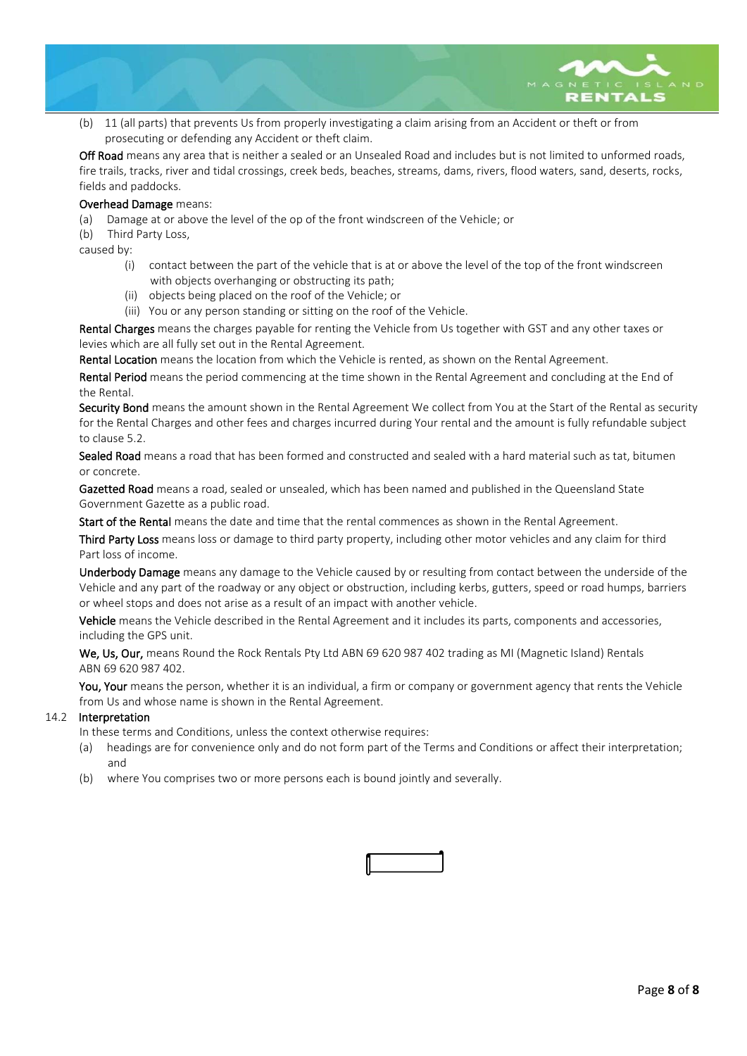(b) 11 (all parts) that prevents Us from properly investigating a claim arising from an Accident or theft or from prosecuting or defending any Accident or theft claim.

**Off Road** means any area that is neither a sealed or an Unsealed Road and includes but is not limited to unformed roads, fire trails, tracks, river and tidal crossings, creek beds, beaches, streams, dams, rivers, flood waters, sand, deserts, rocks, fields and paddocks.

**Overhead Damage** means:

(a) Damage at or above the level of the op of the front windscreen of the Vehicle; or

(b) Third Party Loss,

caused by:

- (i) contact between the part of the vehicle that is at or above the level of the top of the front windscreen with objects overhanging or obstructing its path;
- (ii) objects being placed on the roof of the Vehicle; or
- (iii) You or any person standing or sitting on the roof of the Vehicle.

**Rental Charges** means the charges payable for renting the Vehicle from Us together with GST and any other taxes or levies which are all fully set out in the Rental Agreement.

**Rental Location** means the location from which the Vehicle is rented, as shown on the Rental Agreement.

**Rental Period** means the period commencing at the time shown in the Rental Agreement and concluding at the End of the Rental.

**Security Bond** means the amount shown in the Rental Agreement We collect from You at the Start of the Rental as security for the Rental Charges and other fees and charges incurred during Your rental and the amount is fully refundable subject to clause 5.2.

**Sealed Road** means a road that has been formed and constructed and sealed with a hard material such as tat, bitumen or concrete.

**Gazetted Road** means a road, sealed or unsealed, which has been named and published in the Queensland State Government Gazette as a public road.

**Start of the Rental** means the date and time that the rental commences as shown in the Rental Agreement.

**Third Party Loss** means loss or damage to third party property, including other motor vehicles and any claim for third Part loss of income.

**Underbody Damage** means any damage to the Vehicle caused by or resulting from contact between the underside of the Vehicle and any part of the roadway or any object or obstruction, including kerbs, gutters, speed or road humps, barriers or wheel stops and does not arise as a result of an impact with another vehicle.

**Vehicle** means the Vehicle described in the Rental Agreement and it includes its parts, components and accessories, including the GPS unit.

**We, Us, Our,** means Round the Rock Rentals Pty Ltd ABN 69 620 987 402 trading as MI (Magnetic Island) Rentals ABN 69 620 987 402.

**You, Your** means the person, whether it is an individual, a firm or company or government agency that rents the Vehicle from Us and whose name is shown in the Rental Agreement.

## 14.2 Interpretation

In these terms and Conditions, unless the context otherwise requires:

(a) headings are for convenience only and do not form part of the Terms and Conditions or affect their interpretation; and

(b) where You comprises two or more persons each is bound jointly and severally.